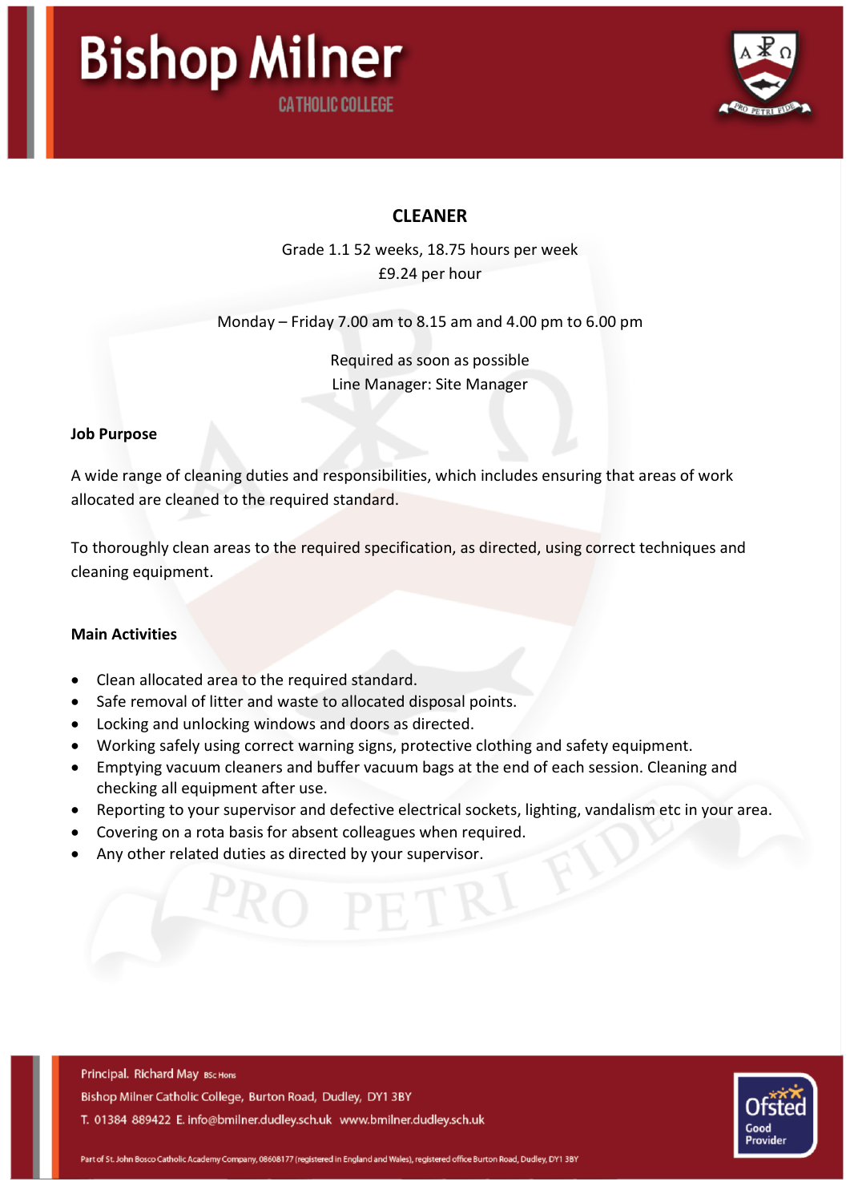# CLEANER

Grade 1.1 52 weeks, 18.75 hours per week
£9.24 per hour

Monday – Friday 7.00 am to 8.15 am and 4.00 pm to 6.00 pm

Required as soon as possible
Line Manager: Site Manager

**Job Purpose**

A wide range of cleaning duties and responsibilities, which includes ensuring that areas of work allocated are cleaned to the required standard.

To thoroughly clean areas to the required specification, as directed, using correct techniques and cleaning equipment.

**Main Activities**

- Clean allocated area to the required standard.
- Safe removal of litter and waste to allocated disposal points.
- Locking and unlocking windows and doors as directed.
- Working safely using correct warning signs, protective clothing and safety equipment.
- Emptying vacuum cleaners and buffer vacuum bags at the end of each session. Cleaning and checking all equipment after use.
- Reporting to your supervisor and defective electrical sockets, lighting, vandalism etc in your area.
- Covering on a rota basis for absent colleagues when required.
- Any other related duties as directed by your supervisor.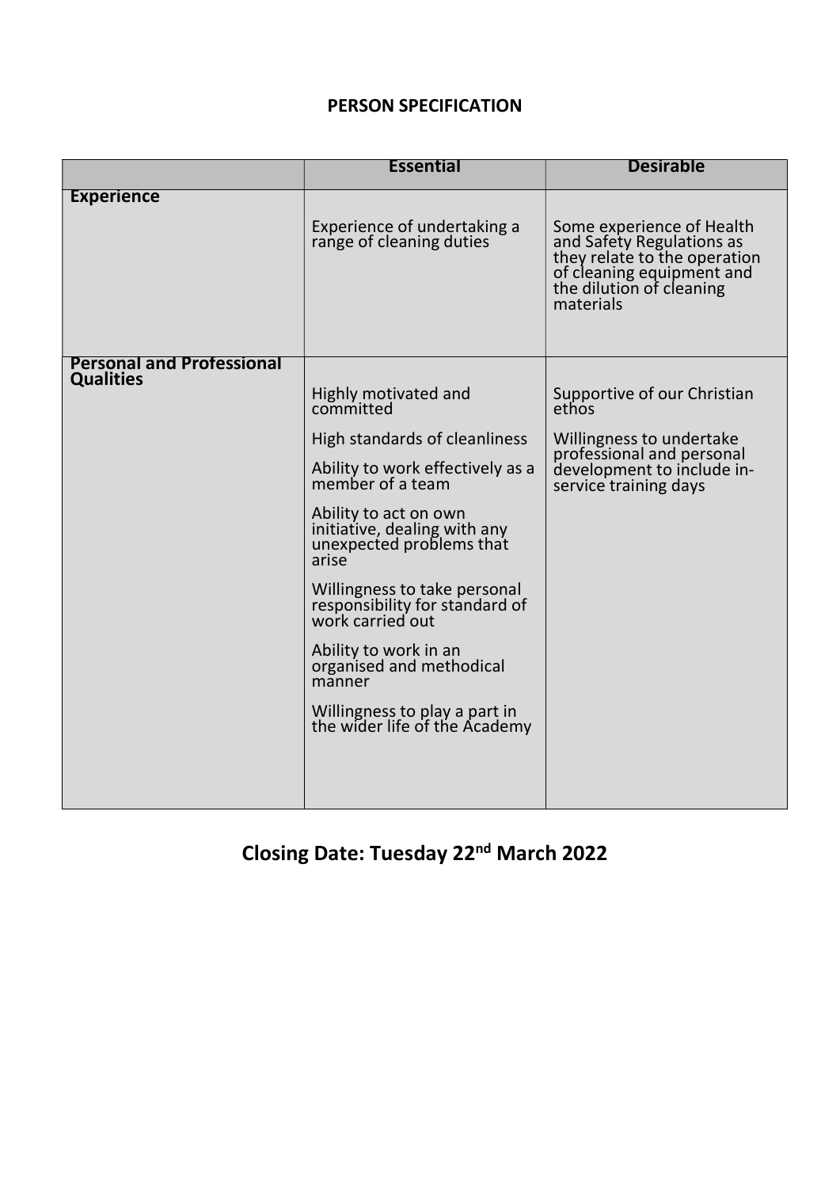# PERSON SPECIFICATION

| | Essential | Desirable |
|---|---|---|
| **Experience** | Experience of undertaking a range of cleaning duties | Some experience of Health and Safety Regulations as they relate to the operation of cleaning equipment and the dilution of cleaning materials |
| **Personal and Professional Qualities** | Highly motivated and committed<br><br>High standards of cleanliness<br><br>Ability to work effectively as a member of a team<br><br>Ability to act on own initiative, dealing with any unexpected problems that arise<br><br>Willingness to take personal responsibility for standard of work carried out<br><br>Ability to work in an organised and methodical manner<br><br>Willingness to play a part in the wider life of the Academy | Supportive of our Christian ethos<br><br>Willingness to undertake professional and personal development to include in-service training days |

## Closing Date: Tuesday 22nd March 2022